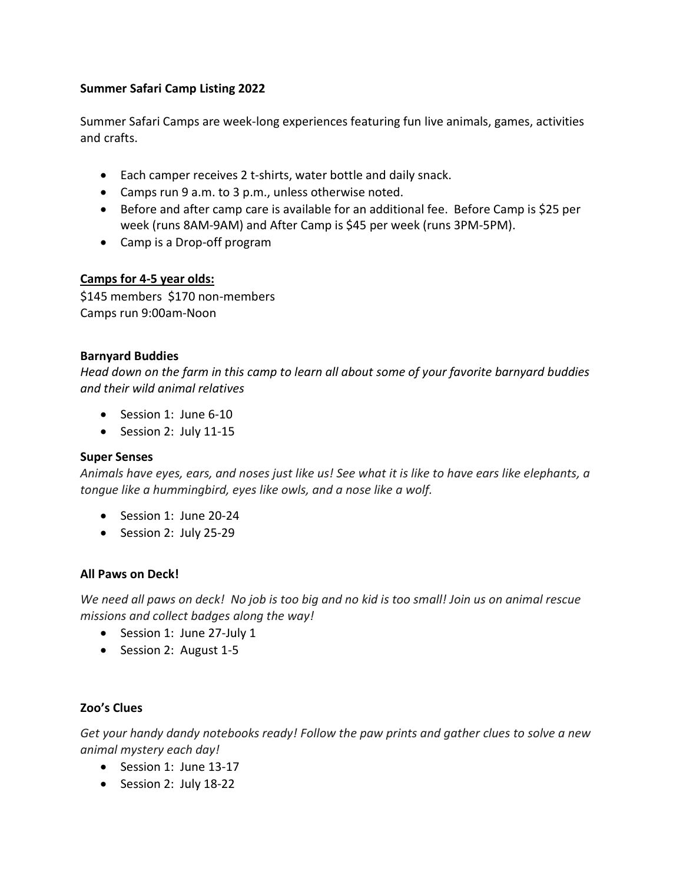**Summer Safari Camp Listing 2022**

Summer Safari Camps are week-long experiences featuring fun live animals, games, activities and crafts.

- Each camper receives 2 t-shirts, water bottle and daily snack.
- Camps run 9 a.m. to 3 p.m., unless otherwise noted.
- Before and after camp care is available for an additional fee. Before Camp is $25 per week (runs 8AM-9AM) and After Camp is $45 per week (runs 3PM-5PM).
- Camp is a Drop-off program

**Camps for 4-5 year olds:**

$145 members $170 non-members
Camps run 9:00am-Noon

**Barnyard Buddies**

*Head down on the farm in this camp to learn all about some of your favorite barnyard buddies and their wild animal relatives*

- Session 1: June 6-10
- Session 2: July 11-15

**Super Senses**

*Animals have eyes, ears, and noses just like us! See what it is like to have ears like elephants, a tongue like a hummingbird, eyes like owls, and a nose like a wolf.*

- Session 1: June 20-24
- Session 2: July 25-29

**All Paws on Deck!**

*We need all paws on deck! No job is too big and no kid is too small! Join us on animal rescue missions and collect badges along the way!*

- Session 1: June 27-July 1
- Session 2: August 1-5

**Zoo's Clues**

*Get your handy dandy notebooks ready! Follow the paw prints and gather clues to solve a new animal mystery each day!*

- Session 1: June 13-17
- Session 2: July 18-22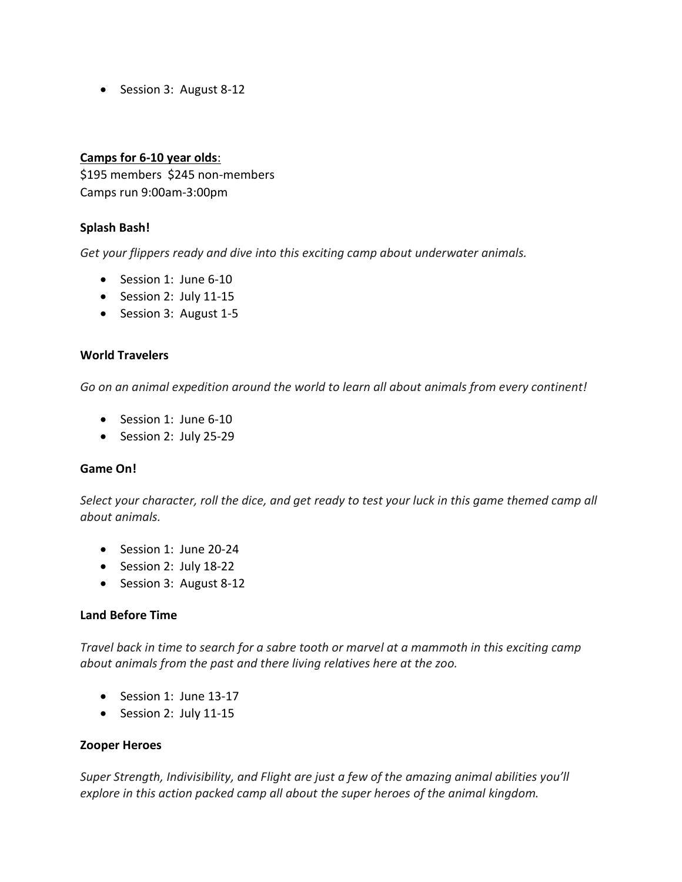- Session 3: August 8-12

**<u>Camps for 6-10 year olds</u>**:
$195 members  $245 non-members
Camps run 9:00am-3:00pm

**Splash Bash!**

*Get your flippers ready and dive into this exciting camp about underwater animals.*

- Session 1: June 6-10
- Session 2: July 11-15
- Session 3: August 1-5

**World Travelers**

*Go on an animal expedition around the world to learn all about animals from every continent!*

- Session 1: June 6-10
- Session 2: July 25-29

**Game On!**

*Select your character, roll the dice, and get ready to test your luck in this game themed camp all about animals.*

- Session 1: June 20-24
- Session 2: July 18-22
- Session 3: August 8-12

**Land Before Time**

*Travel back in time to search for a sabre tooth or marvel at a mammoth in this exciting camp about animals from the past and there living relatives here at the zoo.*

- Session 1: June 13-17
- Session 2: July 11-15

**Zooper Heroes**

*Super Strength, Indivisibility, and Flight are just a few of the amazing animal abilities you'll explore in this action packed camp all about the super heroes of the animal kingdom.*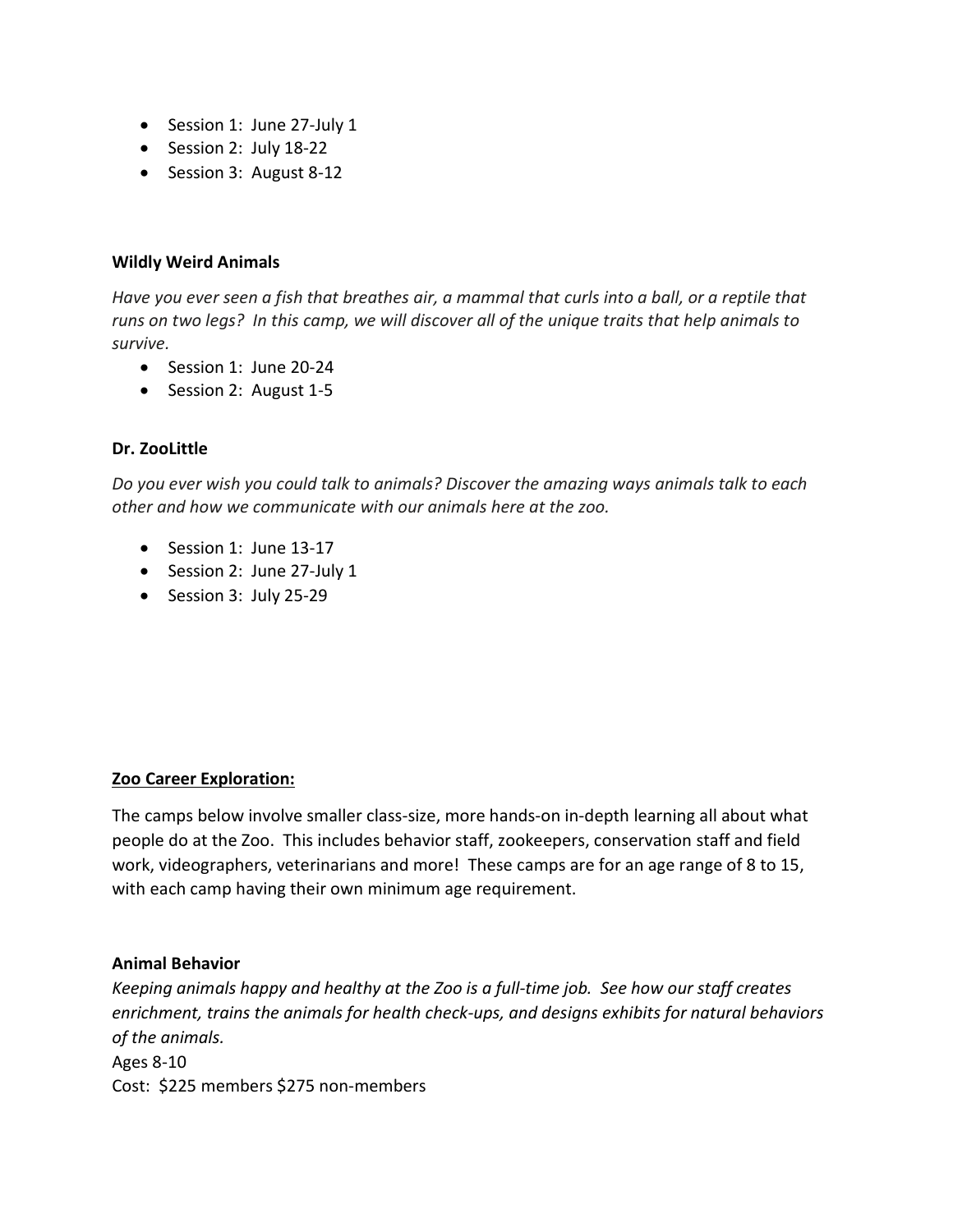- Session 1: June 27-July 1
- Session 2: July 18-22
- Session 3: August 8-12

**Wildly Weird Animals**

*Have you ever seen a fish that breathes air, a mammal that curls into a ball, or a reptile that runs on two legs? In this camp, we will discover all of the unique traits that help animals to survive.*

- Session 1: June 20-24
- Session 2: August 1-5

**Dr. ZooLittle**

*Do you ever wish you could talk to animals? Discover the amazing ways animals talk to each other and how we communicate with our animals here at the zoo.*

- Session 1: June 13-17
- Session 2: June 27-July 1
- Session 3: July 25-29

## Zoo Career Exploration:

The camps below involve smaller class-size, more hands-on in-depth learning all about what people do at the Zoo. This includes behavior staff, zookeepers, conservation staff and field work, videographers, veterinarians and more! These camps are for an age range of 8 to 15, with each camp having their own minimum age requirement.

**Animal Behavior**

*Keeping animals happy and healthy at the Zoo is a full-time job. See how our staff creates enrichment, trains the animals for health check-ups, and designs exhibits for natural behaviors of the animals.*

Ages 8-10

Cost: $225 members $275 non-members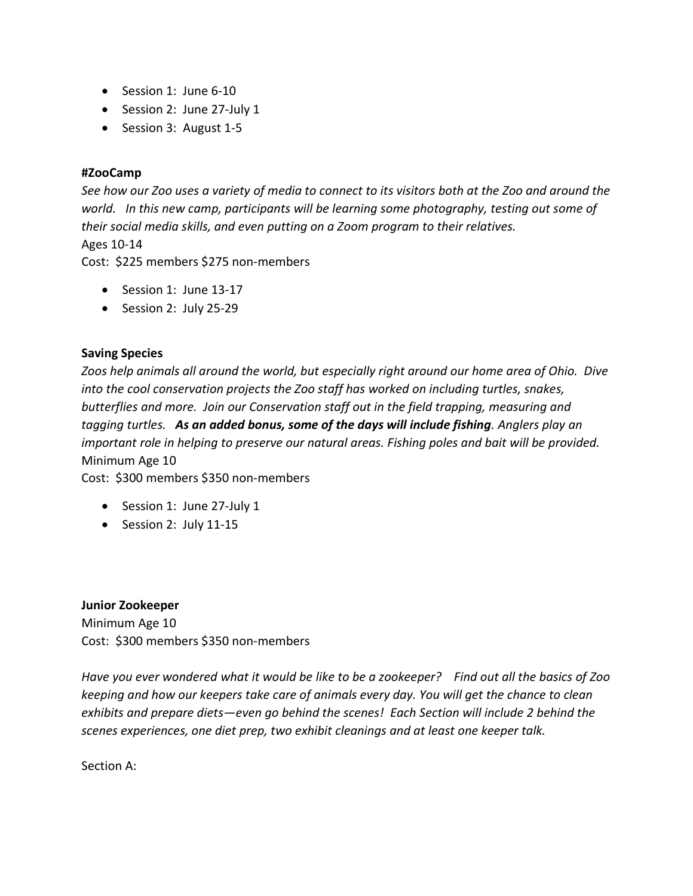- Session 1: June 6-10
- Session 2: June 27-July 1
- Session 3: August 1-5

**#ZooCamp**

*See how our Zoo uses a variety of media to connect to its visitors both at the Zoo and around the world. In this new camp, participants will be learning some photography, testing out some of their social media skills, and even putting on a Zoom program to their relatives.*

Ages 10-14

Cost: $225 members $275 non-members

- Session 1: June 13-17
- Session 2: July 25-29

**Saving Species**

*Zoos help animals all around the world, but especially right around our home area of Ohio. Dive into the cool conservation projects the Zoo staff has worked on including turtles, snakes, butterflies and more. Join our Conservation staff out in the field trapping, measuring and tagging turtles.* ***As an added bonus, some of the days will include fishing****. Anglers play an important role in helping to preserve our natural areas. Fishing poles and bait will be provided.*

Minimum Age 10

Cost: $300 members $350 non-members

- Session 1: June 27-July 1
- Session 2: July 11-15

**Junior Zookeeper**

Minimum Age 10

Cost: $300 members $350 non-members

*Have you ever wondered what it would be like to be a zookeeper? Find out all the basics of Zoo keeping and how our keepers take care of animals every day. You will get the chance to clean exhibits and prepare diets—even go behind the scenes! Each Section will include 2 behind the scenes experiences, one diet prep, two exhibit cleanings and at least one keeper talk.*

Section A: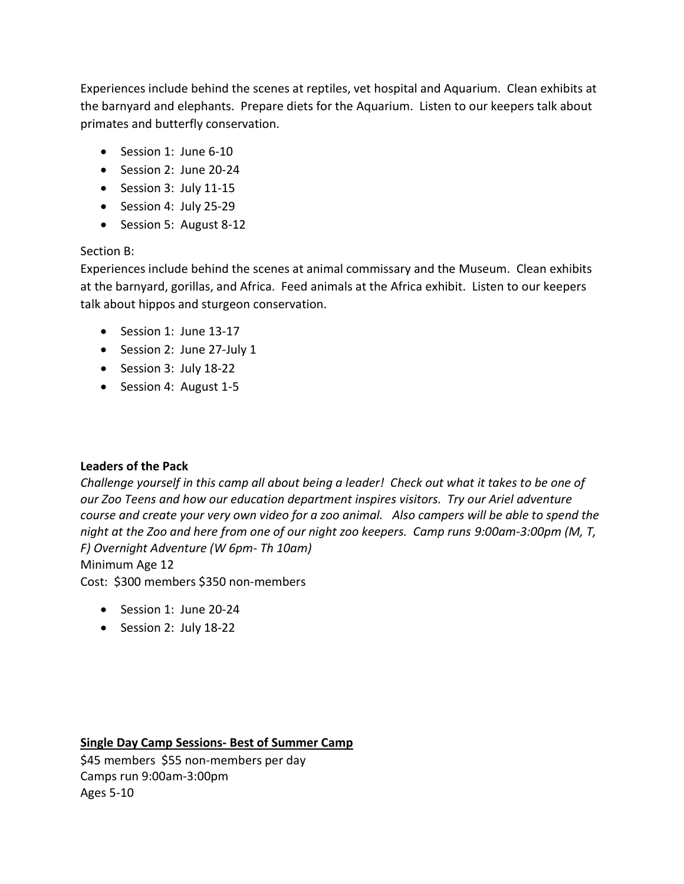Experiences include behind the scenes at reptiles, vet hospital and Aquarium. Clean exhibits at the barnyard and elephants. Prepare diets for the Aquarium. Listen to our keepers talk about primates and butterfly conservation.

- Session 1: June 6-10
- Session 2: June 20-24
- Session 3: July 11-15
- Session 4: July 25-29
- Session 5: August 8-12

Section B:
Experiences include behind the scenes at animal commissary and the Museum. Clean exhibits at the barnyard, gorillas, and Africa. Feed animals at the Africa exhibit. Listen to our keepers talk about hippos and sturgeon conservation.

- Session 1: June 13-17
- Session 2: June 27-July 1
- Session 3: July 18-22
- Session 4: August 1-5

**Leaders of the Pack**
*Challenge yourself in this camp all about being a leader! Check out what it takes to be one of our Zoo Teens and how our education department inspires visitors. Try our Ariel adventure course and create your very own video for a zoo animal. Also campers will be able to spend the night at the Zoo and here from one of our night zoo keepers. Camp runs 9:00am-3:00pm (M, T, F) Overnight Adventure (W 6pm- Th 10am)*
Minimum Age 12
Cost: $300 members $350 non-members

- Session 1: June 20-24
- Session 2: July 18-22

**<u>Single Day Camp Sessions- Best of Summer Camp</u>**
$45 members $55 non-members per day
Camps run 9:00am-3:00pm
Ages 5-10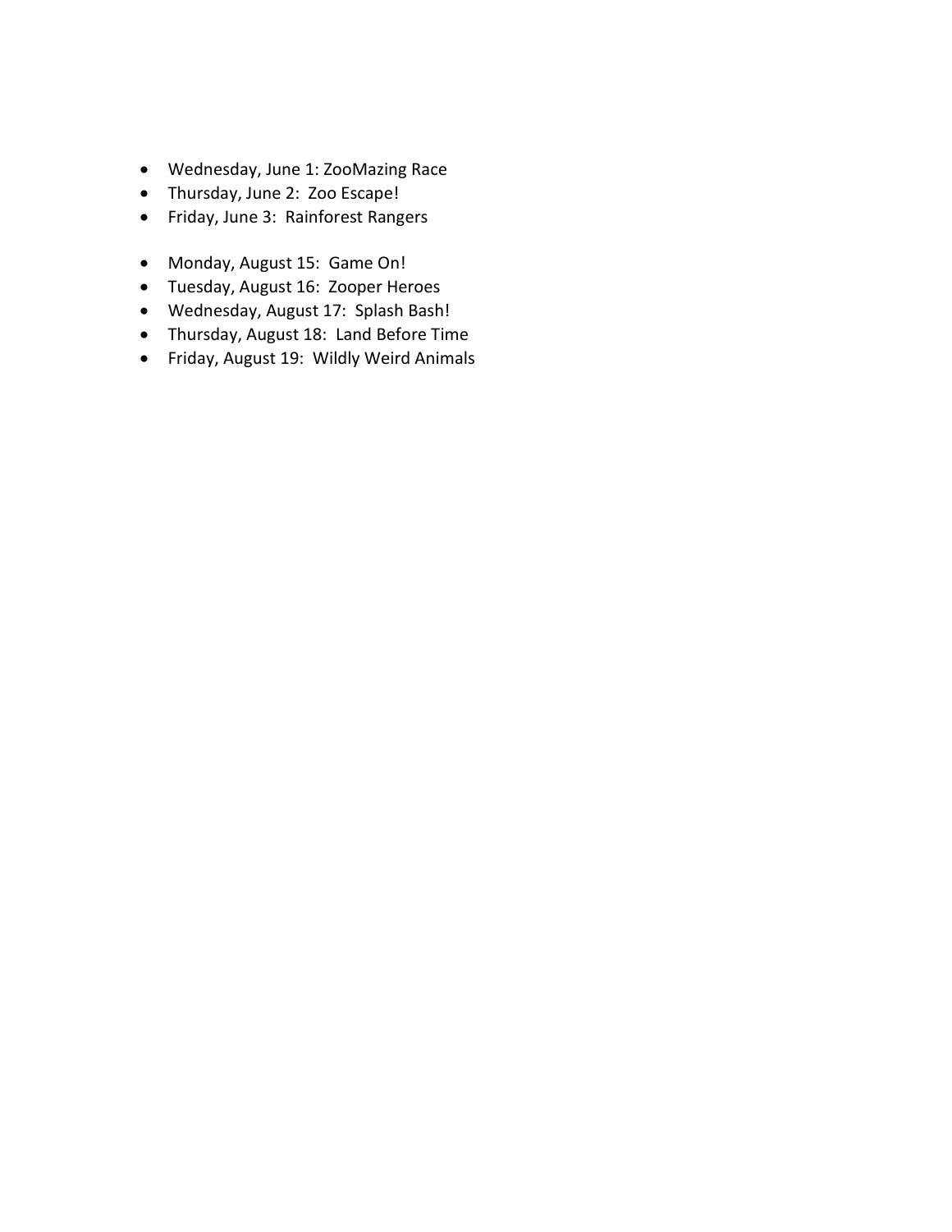- Wednesday, June 1: ZooMazing Race
- Thursday, June 2: Zoo Escape!
- Friday, June 3: Rainforest Rangers

- Monday, August 15: Game On!
- Tuesday, August 16: Zooper Heroes
- Wednesday, August 17: Splash Bash!
- Thursday, August 18: Land Before Time
- Friday, August 19: Wildly Weird Animals